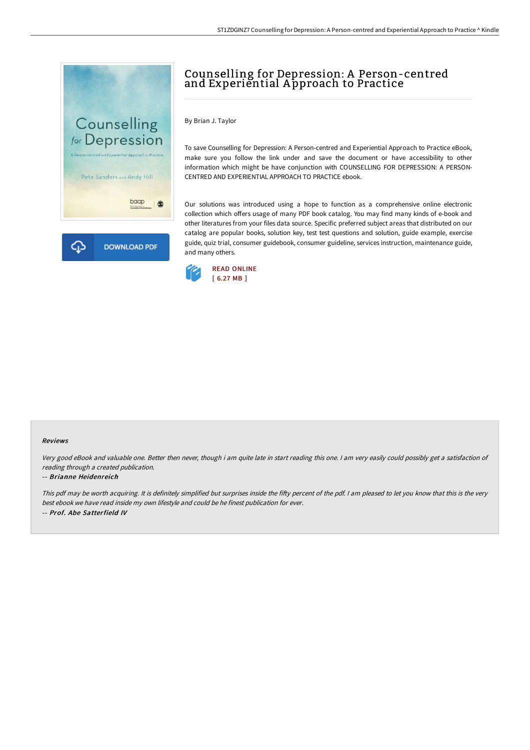# Counselling for Depression: A Person-centred and Experiential Approach to Practice

By Brian J. Taylor

To save Counselling for Depression: A Person-centred and Experiential Approach to Practice eBook, make sure you follow the link under and save the document or have accessibility to other information which might be have conjunction with COUNSELLING FOR DEPRESSION: A PERSON-CENTRED AND EXPERIENTIAL APPROACH TO PRACTICE ebook.

Our solutions was introduced using a hope to function as a comprehensive online electronic collection which offers usage of many PDF book catalog. You may find many kinds of e-book and other literatures from your files data source. Specific preferred subject areas that distributed on our catalog are popular books, solution key, test test questions and solution, guide example, exercise guide, quiz trial, consumer guidebook, consumer guideline, services instruction, maintenance guide, and many others.

READ ONLINE
[ 6.27 MB ]

DOWNLOAD PDF

#### Reviews

*Very good eBook and valuable one. Better then never, though i am quite late in start reading this one. I am very easily could possibly get a satisfaction of reading through a created publication.*

-- ***Brianne Heidenreich***

*This pdf may be worth acquiring. It is definitely simplified but surprises inside the fifty percent of the pdf. I am pleased to let you know that this is the very best ebook we have read inside my own lifestyle and could be he finest publication for ever.*

-- ***Prof. Abe Satterfield IV***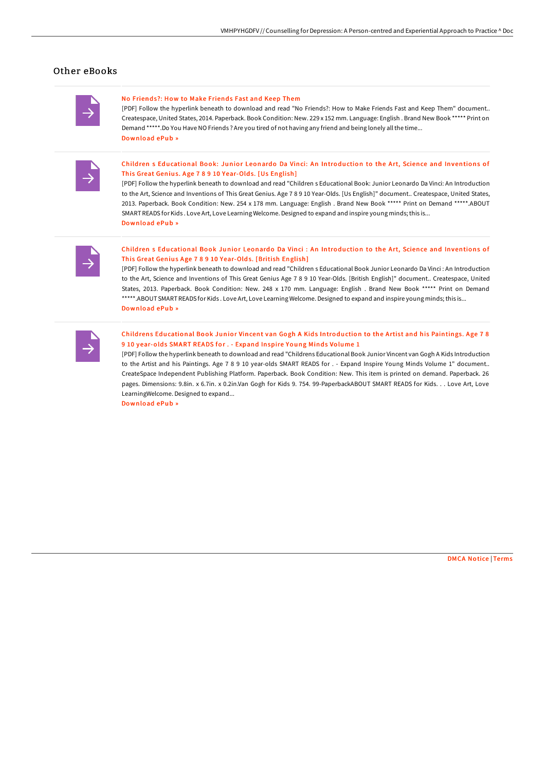## Other eBooks

### No Friends?: How to Make Friends Fast and Keep Them

[PDF] Follow the hyperlink beneath to download and read "No Friends?: How to Make Friends Fast and Keep Them" document.. Createspace, United States, 2014. Paperback. Book Condition: New. 229 x 152 mm. Language: English . Brand New Book ***** Print on Demand *****.Do You Have NO Friends ? Are you tired of not having any friend and being lonely all the time...

Download ePub »

### Children s Educational Book: Junior Leonardo Da Vinci: An Introduction to the Art, Science and Inventions of This Great Genius. Age 7 8 9 10 Year-Olds. [Us English]

[PDF] Follow the hyperlink beneath to download and read "Children s Educational Book: Junior Leonardo Da Vinci: An Introduction to the Art, Science and Inventions of This Great Genius. Age 7 8 9 10 Year-Olds. [Us English]" document.. Createspace, United States, 2013. Paperback. Book Condition: New. 254 x 178 mm. Language: English . Brand New Book ***** Print on Demand *****.ABOUT SMART READS for Kids . Love Art, Love Learning Welcome. Designed to expand and inspire young minds; this is...

Download ePub »

### Children s Educational Book Junior Leonardo Da Vinci : An Introduction to the Art, Science and Inventions of This Great Genius Age 7 8 9 10 Year-Olds. [British English]

[PDF] Follow the hyperlink beneath to download and read "Children s Educational Book Junior Leonardo Da Vinci : An Introduction to the Art, Science and Inventions of This Great Genius Age 7 8 9 10 Year-Olds. [British English]" document.. Createspace, United States, 2013. Paperback. Book Condition: New. 248 x 170 mm. Language: English . Brand New Book ***** Print on Demand *****.ABOUT SMART READS for Kids . Love Art, Love Learning Welcome. Designed to expand and inspire young minds; this is...

Download ePub »

### Childrens Educational Book Junior Vincent van Gogh A Kids Introduction to the Artist and his Paintings. Age 7 8 9 10 year-olds SMART READS for . - Expand Inspire Young Minds Volume 1

[PDF] Follow the hyperlink beneath to download and read "Childrens Educational Book Junior Vincent van Gogh A Kids Introduction to the Artist and his Paintings. Age 7 8 9 10 year-olds SMART READS for . - Expand Inspire Young Minds Volume 1" document.. CreateSpace Independent Publishing Platform. Paperback. Book Condition: New. This item is printed on demand. Paperback. 26 pages. Dimensions: 9.8in. x 6.7in. x 0.2in.Van Gogh for Kids 9. 754. 99-PaperbackABOUT SMART READS for Kids. . . Love Art, Love LearningWelcome. Designed to expand...

Download ePub »

DMCA Notice | Terms